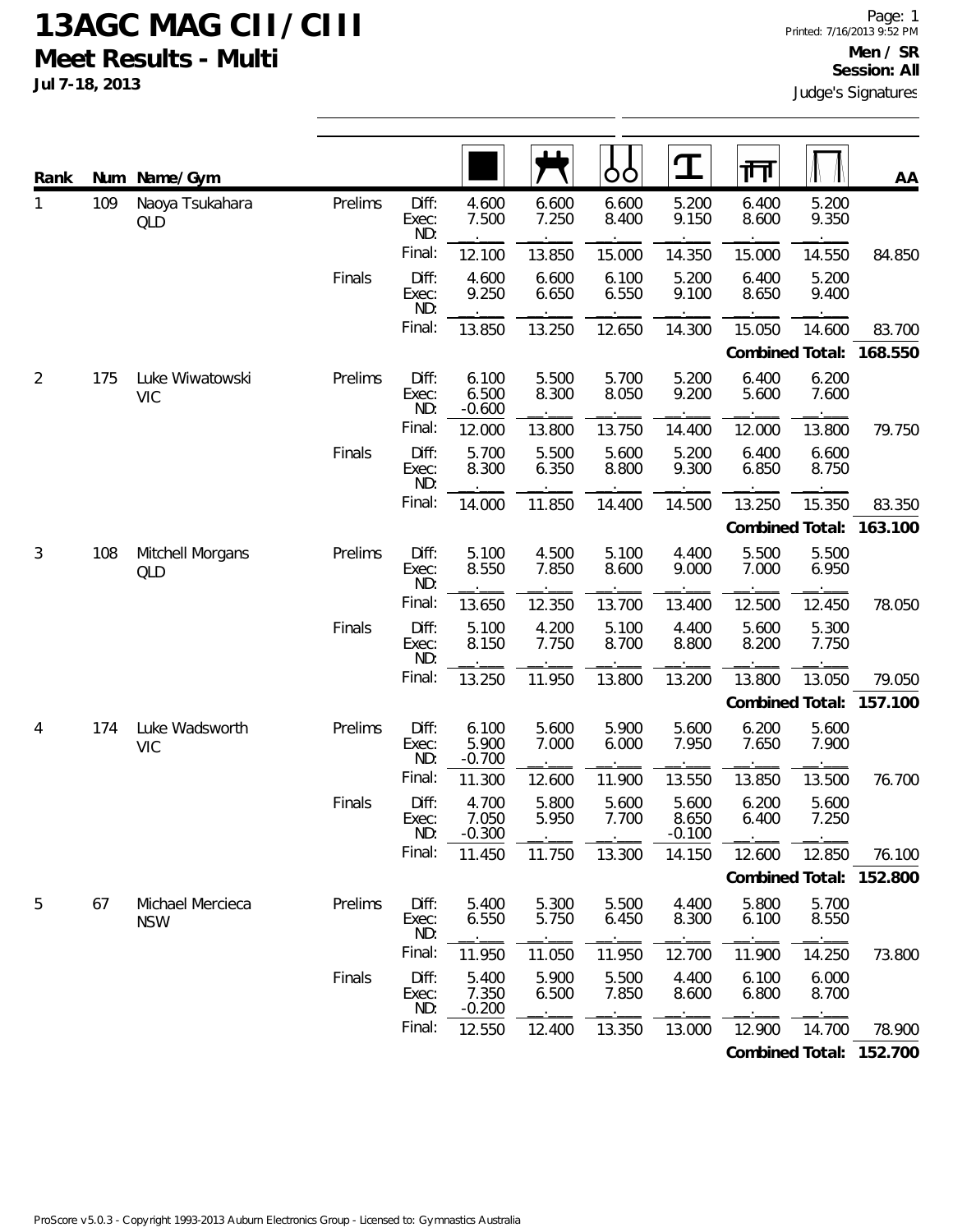# 13AGC MAG CII/CIII

## Meet Results - Multi

**Jul 7-18, 2013**

Printed: 7/16/2013 9:52 PM

**Men / SR**
**Session: All**

Judge's Signatures

| Rank | Num | Name/Gym | Session | | Floor | Pommel Horse | Rings | Vault | Parallel Bars | High Bar | AA |
|---|---|---|---|---|---|---|---|---|---|---|---|
| 1 | 109 | Naoya Tsukahara QLD | Prelims | Diff: | 4.600 | 6.600 | 6.600 | 5.200 | 6.400 | 5.200 | |
| | | | | Exec: | 7.500 | 7.250 | 8.400 | 9.150 | 8.600 | 9.350 | |
| | | | | ND: | | | | | | | |
| | | | | Final: | 12.100 | 13.850 | 15.000 | 14.350 | 15.000 | 14.550 | 84.850 |
| | | | Finals | Diff: | 4.600 | 6.600 | 6.100 | 5.200 | 6.400 | 5.200 | |
| | | | | Exec: | 9.250 | 6.650 | 6.550 | 9.100 | 8.650 | 9.400 | |
| | | | | ND: | | | | | | | |
| | | | | Final: | 13.850 | 13.250 | 12.650 | 14.300 | 15.050 | 14.600 | 83.700 |
| | | | | | | | | | **Combined Total:** | | **168.550** |
| 2 | 175 | Luke Wiwatowski VIC | Prelims | Diff: | 6.100 | 5.500 | 5.700 | 5.200 | 6.400 | 6.200 | |
| | | | | Exec: | 6.500 | 8.300 | 8.050 | 9.200 | 5.600 | 7.600 | |
| | | | | ND: | -0.600 | | | | | | |
| | | | | Final: | 12.000 | 13.800 | 13.750 | 14.400 | 12.000 | 13.800 | 79.750 |
| | | | Finals | Diff: | 5.700 | 5.500 | 5.600 | 5.200 | 6.400 | 6.600 | |
| | | | | Exec: | 8.300 | 6.350 | 8.800 | 9.300 | 6.850 | 8.750 | |
| | | | | ND: | | | | | | | |
| | | | | Final: | 14.000 | 11.850 | 14.400 | 14.500 | 13.250 | 15.350 | 83.350 |
| | | | | | | | | | **Combined Total:** | | **163.100** |
| 3 | 108 | Mitchell Morgans QLD | Prelims | Diff: | 5.100 | 4.500 | 5.100 | 4.400 | 5.500 | 5.500 | |
| | | | | Exec: | 8.550 | 7.850 | 8.600 | 9.000 | 7.000 | 6.950 | |
| | | | | ND: | | | | | | | |
| | | | | Final: | 13.650 | 12.350 | 13.700 | 13.400 | 12.500 | 12.450 | 78.050 |
| | | | Finals | Diff: | 5.100 | 4.200 | 5.100 | 4.400 | 5.600 | 5.300 | |
| | | | | Exec: | 8.150 | 7.750 | 8.700 | 8.800 | 8.200 | 7.750 | |
| | | | | ND: | | | | | | | |
| | | | | Final: | 13.250 | 11.950 | 13.800 | 13.200 | 13.800 | 13.050 | 79.050 |
| | | | | | | | | | **Combined Total:** | | **157.100** |
| 4 | 174 | Luke Wadsworth VIC | Prelims | Diff: | 6.100 | 5.600 | 5.900 | 5.600 | 6.200 | 5.600 | |
| | | | | Exec: | 5.900 | 7.000 | 6.000 | 7.950 | 7.650 | 7.900 | |
| | | | | ND: | -0.700 | | | | | | |
| | | | | Final: | 11.300 | 12.600 | 11.900 | 13.550 | 13.850 | 13.500 | 76.700 |
| | | | Finals | Diff: | 4.700 | 5.800 | 5.600 | 5.600 | 6.200 | 5.600 | |
| | | | | Exec: | 7.050 | 5.950 | 7.700 | 8.650 | 6.400 | 7.250 | |
| | | | | ND: | -0.300 | | | -0.100 | | | |
| | | | | Final: | 11.450 | 11.750 | 13.300 | 14.150 | 12.600 | 12.850 | 76.100 |
| | | | | | | | | | **Combined Total:** | | **152.800** |
| 5 | 67 | Michael Mercieca NSW | Prelims | Diff: | 5.400 | 5.300 | 5.500 | 4.400 | 5.800 | 5.700 | |
| | | | | Exec: | 6.550 | 5.750 | 6.450 | 8.300 | 6.100 | 8.550 | |
| | | | | ND: | | | | | | | |
| | | | | Final: | 11.950 | 11.050 | 11.950 | 12.700 | 11.900 | 14.250 | 73.800 |
| | | | Finals | Diff: | 5.400 | 5.900 | 5.500 | 4.400 | 6.100 | 6.000 | |
| | | | | Exec: | 7.350 | 6.500 | 7.850 | 8.600 | 6.800 | 8.700 | |
| | | | | ND: | -0.200 | | | | | | |
| | | | | Final: | 12.550 | 12.400 | 13.350 | 13.000 | 12.900 | 14.700 | 78.900 |
| | | | | | | | | | **Combined Total:** | | **152.700** |

ProScore v5.0.3 - Copyright 1993-2013 Auburn Electronics Group - Licensed to: Gymnastics Australia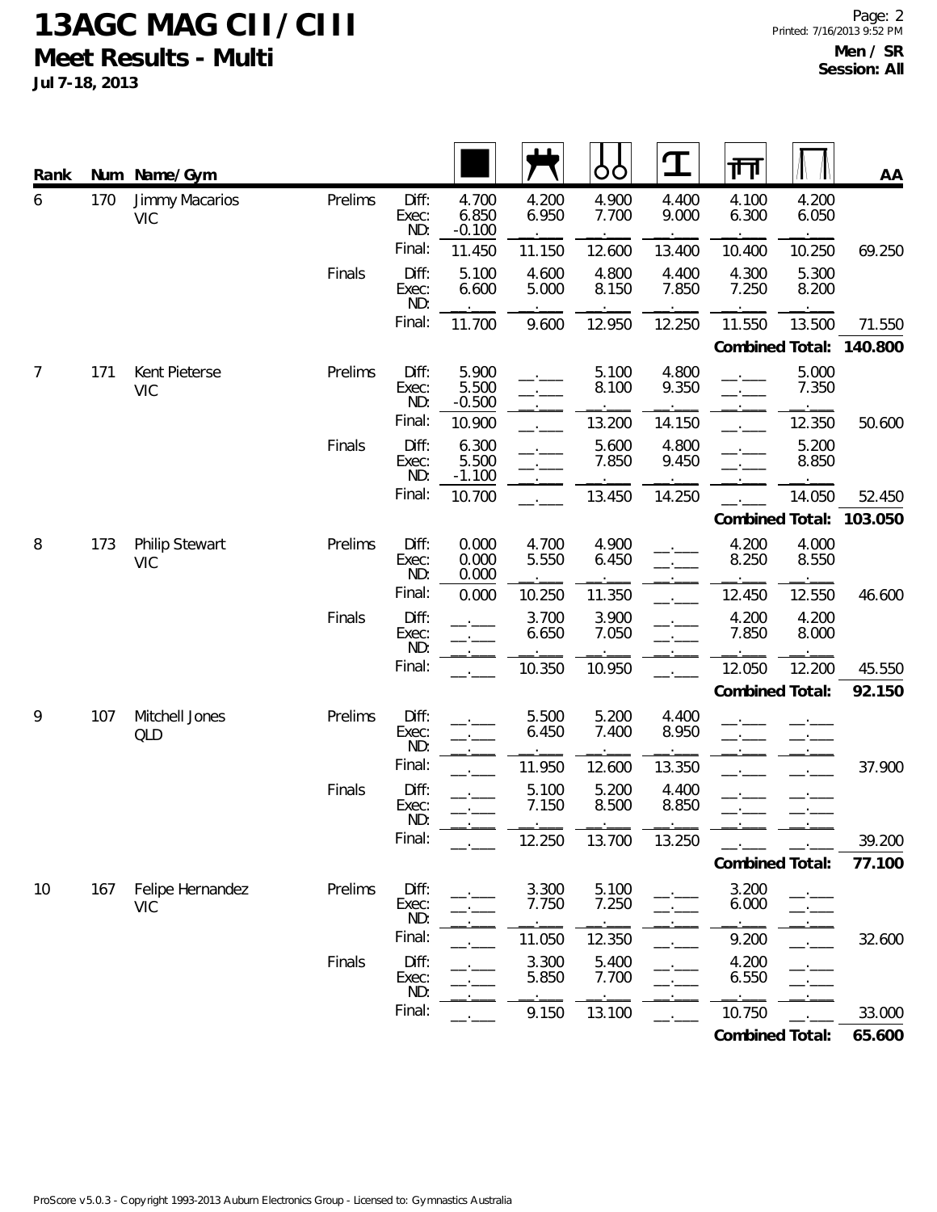# 13AGC MAG CII / CIII

## Meet Results - Multi

**Jul 7-18, 2013**

**Men / SR**
**Session: All**

| Rank | Num | Name/Gym | | | Floor | Pommel Horse | Rings | Vault | Parallel Bars | High Bar | AA |
|---|---|---|---|---|---|---|---|---|---|---|---|
| 6 | 170 | Jimmy Macarios VIC | Prelims | Diff: | 4.700 | 4.200 | 4.900 | 4.400 | 4.100 | 4.200 | |
| | | | | Exec: | 6.850 | 6.950 | 7.700 | 9.000 | 6.300 | 6.050 | |
| | | | | ND: | -0.100 | | | | | | |
| | | | | Final: | 11.450 | 11.150 | 12.600 | 13.400 | 10.400 | 10.250 | 69.250 |
| | | | Finals | Diff: | 5.100 | 4.600 | 4.800 | 4.400 | 4.300 | 5.300 | |
| | | | | Exec: | 6.600 | 5.000 | 8.150 | 7.850 | 7.250 | 8.200 | |
| | | | | ND: | | | | | | | |
| | | | | Final: | 11.700 | 9.600 | 12.950 | 12.250 | 11.550 | 13.500 | 71.550 |
| | | | | | | | | | **Combined Total:** | | **140.800** |
| 7 | 171 | Kent Pieterse VIC | Prelims | Diff: | 5.900 | | 5.100 | 4.800 | | 5.000 | |
| | | | | Exec: | 5.500 | | 8.100 | 9.350 | | 7.350 | |
| | | | | ND: | -0.500 | | | | | | |
| | | | | Final: | 10.900 | | 13.200 | 14.150 | | 12.350 | 50.600 |
| | | | Finals | Diff: | 6.300 | | 5.600 | 4.800 | | 5.200 | |
| | | | | Exec: | 5.500 | | 7.850 | 9.450 | | 8.850 | |
| | | | | ND: | -1.100 | | | | | | |
| | | | | Final: | 10.700 | | 13.450 | 14.250 | | 14.050 | 52.450 |
| | | | | | | | | | **Combined Total:** | | **103.050** |
| 8 | 173 | Philip Stewart VIC | Prelims | Diff: | 0.000 | 4.700 | 4.900 | | 4.200 | 4.000 | |
| | | | | Exec: | 0.000 | 5.550 | 6.450 | | 8.250 | 8.550 | |
| | | | | ND: | 0.000 | | | | | | |
| | | | | Final: | 0.000 | 10.250 | 11.350 | | 12.450 | 12.550 | 46.600 |
| | | | Finals | Diff: | | 3.700 | 3.900 | | 4.200 | 4.200 | |
| | | | | Exec: | | 6.650 | 7.050 | | 7.850 | 8.000 | |
| | | | | ND: | | | | | | | |
| | | | | Final: | | 10.350 | 10.950 | | 12.050 | 12.200 | 45.550 |
| | | | | | | | | | **Combined Total:** | | **92.150** |
| 9 | 107 | Mitchell Jones QLD | Prelims | Diff: | | 5.500 | 5.200 | 4.400 | | | |
| | | | | Exec: | | 6.450 | 7.400 | 8.950 | | | |
| | | | | ND: | | | | | | | |
| | | | | Final: | | 11.950 | 12.600 | 13.350 | | | 37.900 |
| | | | Finals | Diff: | | 5.100 | 5.200 | 4.400 | | | |
| | | | | Exec: | | 7.150 | 8.500 | 8.850 | | | |
| | | | | ND: | | | | | | | |
| | | | | Final: | | 12.250 | 13.700 | 13.250 | | | 39.200 |
| | | | | | | | | | **Combined Total:** | | **77.100** |
| 10 | 167 | Felipe Hernandez VIC | Prelims | Diff: | | 3.300 | 5.100 | | 3.200 | | |
| | | | | Exec: | | 7.750 | 7.250 | | 6.000 | | |
| | | | | ND: | | | | | | | |
| | | | | Final: | | 11.050 | 12.350 | | 9.200 | | 32.600 |
| | | | Finals | Diff: | | 3.300 | 5.400 | | 4.200 | | |
| | | | | Exec: | | 5.850 | 7.700 | | 6.550 | | |
| | | | | ND: | | | | | | | |
| | | | | Final: | | 9.150 | 13.100 | | 10.750 | | 33.000 |
| | | | | | | | | | **Combined Total:** | | **65.600** |

ProScore v5.0.3 - Copyright 1993-2013 Auburn Electronics Group - Licensed to: Gymnastics Australia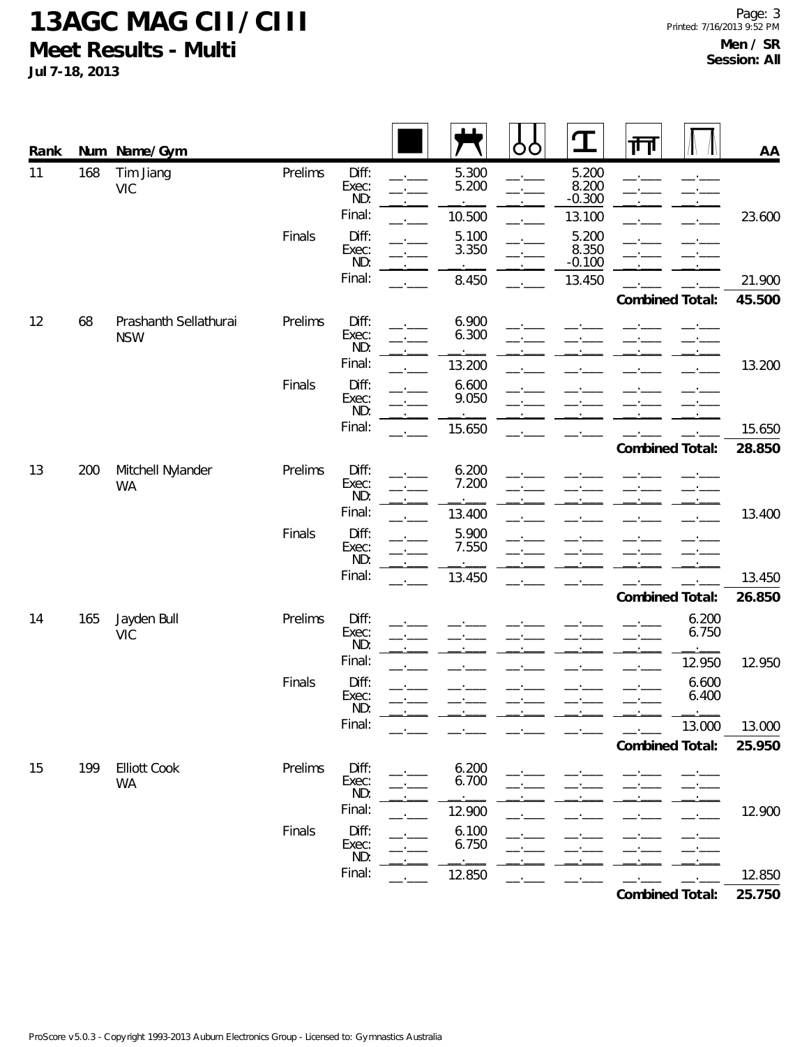# 13AGC MAG CII/CIII

## Meet Results - Multi

**Jul 7-18, 2013**

Page: 3
Printed: 7/16/2013 9:52 PM

**Men / SR**
**Session: All**

| Rank | Num | Name/Gym | Round | | Floor | Pommel Horse | Rings | Vault | Parallel Bars | High Bar | AA |
|---|---|---|---|---|---|---|---|---|---|---|---|
| 11 | 168 | Tim Jiang VIC | Prelims | Diff: | | 5.300 | | 5.200 | | | |
| | | | | Exec: | | 5.200 | | 8.200 | | | |
| | | | | ND: | | | | -0.300 | | | |
| | | | | Final: | | 10.500 | | 13.100 | | | 23.600 |
| | | | Finals | Diff: | | 5.100 | | 5.200 | | | |
| | | | | Exec: | | 3.350 | | 8.350 | | | |
| | | | | ND: | | | | -0.100 | | | |
| | | | | Final: | | 8.450 | | 13.450 | | | 21.900 |
| | | | | | | | | | **Combined Total:** | | **45.500** |
| 12 | 68 | Prashanth Sellathurai NSW | Prelims | Diff: | | 6.900 | | | | | |
| | | | | Exec: | | 6.300 | | | | | |
| | | | | ND: | | | | | | | |
| | | | | Final: | | 13.200 | | | | | 13.200 |
| | | | Finals | Diff: | | 6.600 | | | | | |
| | | | | Exec: | | 9.050 | | | | | |
| | | | | ND: | | | | | | | |
| | | | | Final: | | 15.650 | | | | | 15.650 |
| | | | | | | | | | **Combined Total:** | | **28.850** |
| 13 | 200 | Mitchell Nylander WA | Prelims | Diff: | | 6.200 | | | | | |
| | | | | Exec: | | 7.200 | | | | | |
| | | | | ND: | | | | | | | |
| | | | | Final: | | 13.400 | | | | | 13.400 |
| | | | Finals | Diff: | | 5.900 | | | | | |
| | | | | Exec: | | 7.550 | | | | | |
| | | | | ND: | | | | | | | |
| | | | | Final: | | 13.450 | | | | | 13.450 |
| | | | | | | | | | **Combined Total:** | | **26.850** |
| 14 | 165 | Jayden Bull VIC | Prelims | Diff: | | | | | | 6.200 | |
| | | | | Exec: | | | | | | 6.750 | |
| | | | | ND: | | | | | | | |
| | | | | Final: | | | | | | 12.950 | 12.950 |
| | | | Finals | Diff: | | | | | | 6.600 | |
| | | | | Exec: | | | | | | 6.400 | |
| | | | | ND: | | | | | | | |
| | | | | Final: | | | | | | 13.000 | 13.000 |
| | | | | | | | | | **Combined Total:** | | **25.950** |
| 15 | 199 | Elliott Cook WA | Prelims | Diff: | | 6.200 | | | | | |
| | | | | Exec: | | 6.700 | | | | | |
| | | | | ND: | | | | | | | |
| | | | | Final: | | 12.900 | | | | | 12.900 |
| | | | Finals | Diff: | | 6.100 | | | | | |
| | | | | Exec: | | 6.750 | | | | | |
| | | | | ND: | | | | | | | |
| | | | | Final: | | 12.850 | | | | | 12.850 |
| | | | | | | | | | **Combined Total:** | | **25.750** |

ProScore v5.0.3 - Copyright 1993-2013 Auburn Electronics Group - Licensed to: Gymnastics Australia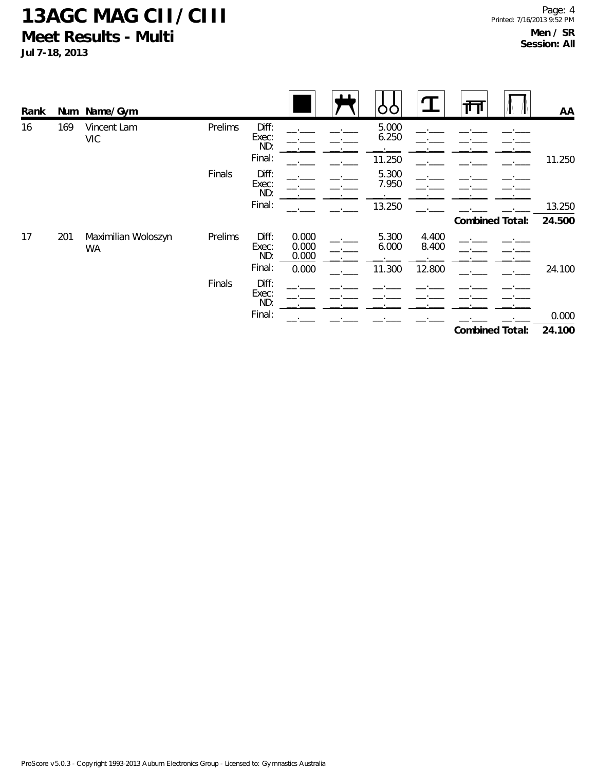# 13AGC MAG CII/CIII

## Meet Results - Multi

**Jul 7-18, 2013**

**Men / SR**
**Session: All**

| Rank | Num | Name/Gym | | | Floor | Pommel Horse | Rings | Vault | Parallel Bars | High Bar | AA |
|---|---|---|---|---|---|---|---|---|---|---|---|
| 16 | 169 | Vincent Lam VIC | Prelims | Diff: | __.___ | __.___ | 5.000 | __.___ | __.___ | __.___ | |
| | | | | Exec: | __.___ | __.___ | 6.250 | __.___ | __.___ | __.___ | |
| | | | | ND: | __.___ | __.___ | __.___ | __.___ | __.___ | __.___ | |
| | | | | Final: | __.___ | __.___ | 11.250 | __.___ | __.___ | __.___ | 11.250 |
| | | | Finals | Diff: | __.___ | __.___ | 5.300 | __.___ | __.___ | __.___ | |
| | | | | Exec: | __.___ | __.___ | 7.950 | __.___ | __.___ | __.___ | |
| | | | | ND: | __.___ | __.___ | __.___ | __.___ | __.___ | __.___ | |
| | | | | Final: | __.___ | __.___ | 13.250 | __.___ | __.___ | __.___ | 13.250 |
| | | | | | | | | | **Combined Total:** | | **24.500** |
| 17 | 201 | Maximilian Woloszyn WA | Prelims | Diff: | 0.000 | __.___ | 5.300 | 4.400 | __.___ | __.___ | |
| | | | | Exec: | 0.000 | __.___ | 6.000 | 8.400 | __.___ | __.___ | |
| | | | | ND: | 0.000 | __.___ | __.___ | __.___ | __.___ | __.___ | |
| | | | | Final: | 0.000 | __.___ | 11.300 | 12.800 | __.___ | __.___ | 24.100 |
| | | | Finals | Diff: | __.___ | __.___ | __.___ | __.___ | __.___ | __.___ | |
| | | | | Exec: | __.___ | __.___ | __.___ | __.___ | __.___ | __.___ | |
| | | | | ND: | __.___ | __.___ | __.___ | __.___ | __.___ | __.___ | |
| | | | | Final: | __.___ | __.___ | __.___ | __.___ | __.___ | __.___ | 0.000 |
| | | | | | | | | | **Combined Total:** | | **24.100** |

ProScore v5.0.3 - Copyright 1993-2013 Auburn Electronics Group - Licensed to: Gymnastics Australia